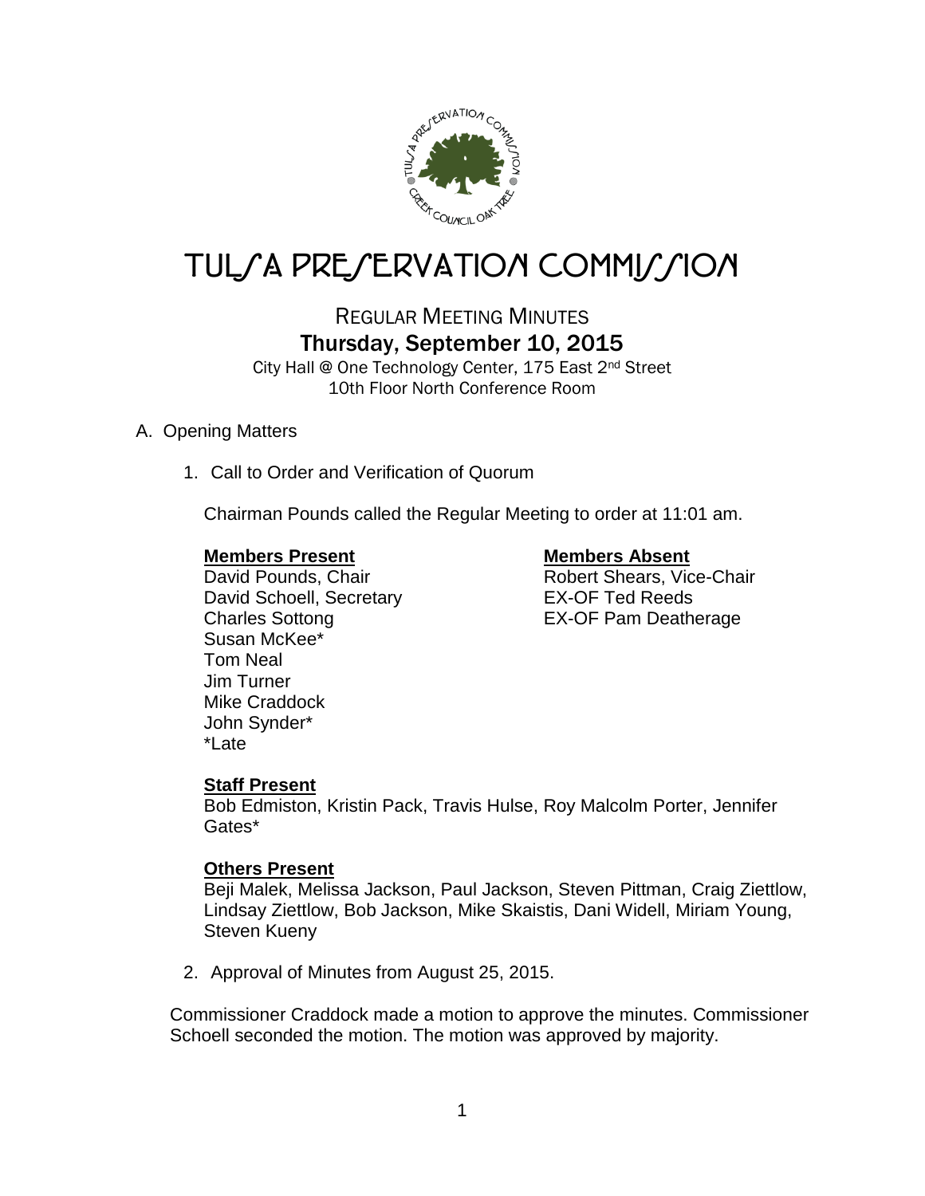# TULSA PRESERVATION COMMISSION

## REGULAR MEETING MINUTES

### Thursday, September 10, 2015

City Hall @ One Technology Center, 175 East 2nd Street
10th Floor North Conference Room

A. Opening Matters

1. Call to Order and Verification of Quorum

Chairman Pounds called the Regular Meeting to order at 11:01 am.

**Members Present**
David Pounds, Chair
David Schoell, Secretary
Charles Sottong
Susan McKee*
Tom Neal
Jim Turner
Mike Craddock
John Synder*
*Late

**Members Absent**
Robert Shears, Vice-Chair
EX-OF Ted Reeds
EX-OF Pam Deatherage

**Staff Present**
Bob Edmiston, Kristin Pack, Travis Hulse, Roy Malcolm Porter, Jennifer Gates*

**Others Present**
Beji Malek, Melissa Jackson, Paul Jackson, Steven Pittman, Craig Ziettlow, Lindsay Ziettlow, Bob Jackson, Mike Skaistis, Dani Widell, Miriam Young, Steven Kueny

2. Approval of Minutes from August 25, 2015.

Commissioner Craddock made a motion to approve the minutes. Commissioner Schoell seconded the motion. The motion was approved by majority.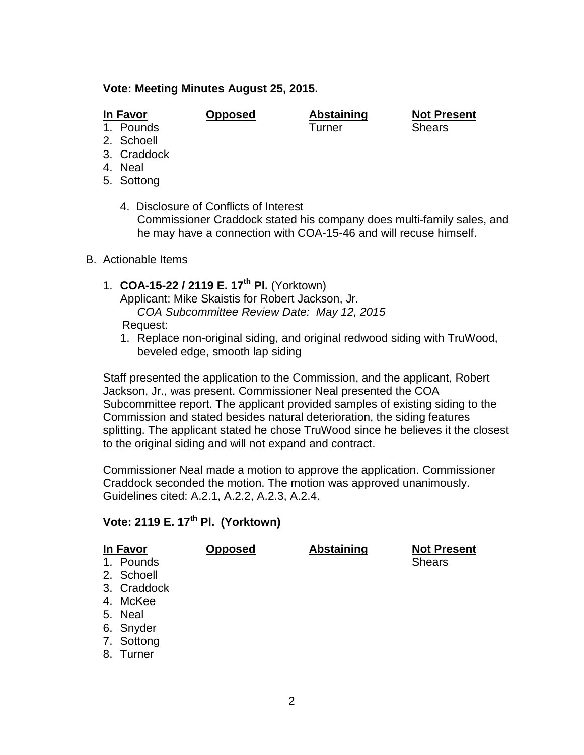**Vote: Meeting Minutes August 25, 2015.**

| In Favor | Opposed | Abstaining | Not Present |
|---|---|---|---|
| 1. Pounds | | Turner | Shears |
| 2. Schoell | | | |
| 3. Craddock | | | |
| 4. Neal | | | |
| 5. Sottong | | | |

4. Disclosure of Conflicts of Interest
   Commissioner Craddock stated his company does multi-family sales, and he may have a connection with COA-15-46 and will recuse himself.

B. Actionable Items

1. **COA-15-22 / 2119 E. 17th Pl.** (Yorktown)
   Applicant: Mike Skaistis for Robert Jackson, Jr.
   *COA Subcommittee Review Date: May 12, 2015*
   Request:
   1. Replace non-original siding, and original redwood siding with TruWood, beveled edge, smooth lap siding

Staff presented the application to the Commission, and the applicant, Robert Jackson, Jr., was present. Commissioner Neal presented the COA Subcommittee report. The applicant provided samples of existing siding to the Commission and stated besides natural deterioration, the siding features splitting. The applicant stated he chose TruWood since he believes it the closest to the original siding and will not expand and contract.

Commissioner Neal made a motion to approve the application. Commissioner Craddock seconded the motion. The motion was approved unanimously. Guidelines cited: A.2.1, A.2.2, A.2.3, A.2.4.

**Vote: 2119 E. 17th Pl. (Yorktown)**

| In Favor | Opposed | Abstaining | Not Present |
|---|---|---|---|
| 1. Pounds | | | Shears |
| 2. Schoell | | | |
| 3. Craddock | | | |
| 4. McKee | | | |
| 5. Neal | | | |
| 6. Snyder | | | |
| 7. Sottong | | | |
| 8. Turner | | | |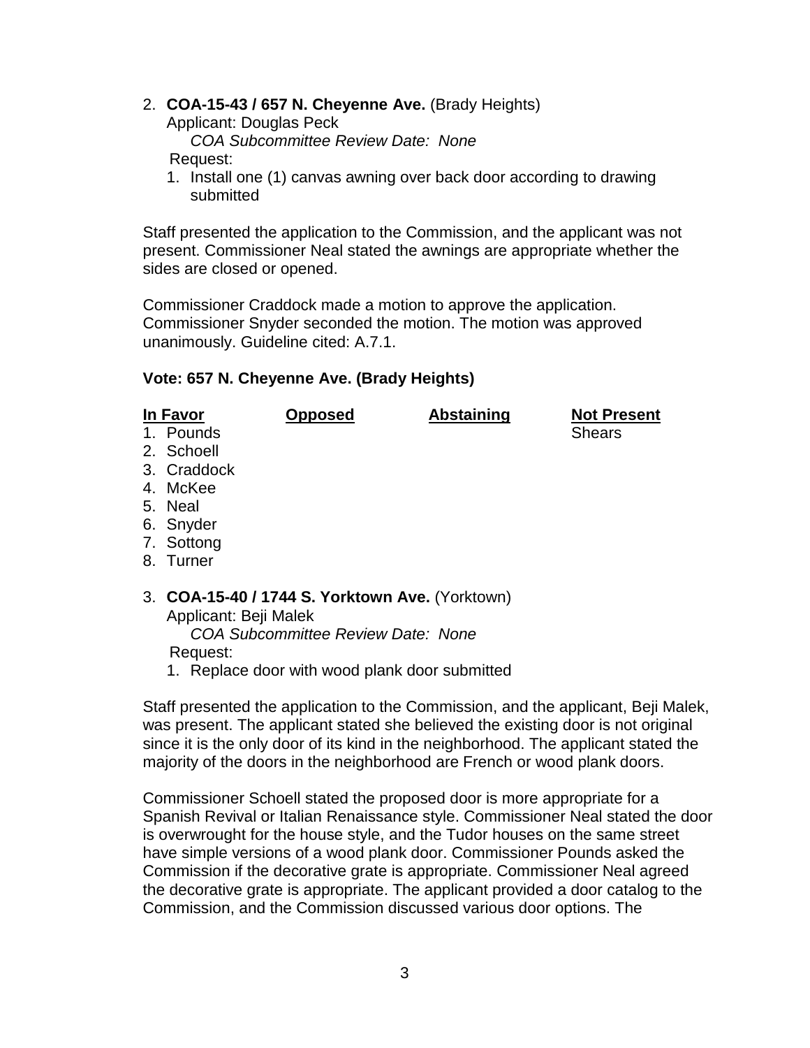2. **COA-15-43 / 657 N. Cheyenne Ave.** (Brady Heights)
   Applicant: Douglas Peck
   *COA Subcommittee Review Date: None*
   Request:
   1. Install one (1) canvas awning over back door according to drawing submitted

Staff presented the application to the Commission, and the applicant was not present. Commissioner Neal stated the awnings are appropriate whether the sides are closed or opened.

Commissioner Craddock made a motion to approve the application. Commissioner Snyder seconded the motion. The motion was approved unanimously. Guideline cited: A.7.1.

**Vote: 657 N. Cheyenne Ave. (Brady Heights)**

| In Favor | Opposed | Abstaining | Not Present |
|---|---|---|---|
| 1. Pounds | | | Shears |
| 2. Schoell | | | |
| 3. Craddock | | | |
| 4. McKee | | | |
| 5. Neal | | | |
| 6. Snyder | | | |
| 7. Sottong | | | |
| 8. Turner | | | |

3. **COA-15-40 / 1744 S. Yorktown Ave.** (Yorktown)
   Applicant: Beji Malek
   *COA Subcommittee Review Date: None*
   Request:
   1. Replace door with wood plank door submitted

Staff presented the application to the Commission, and the applicant, Beji Malek, was present. The applicant stated she believed the existing door is not original since it is the only door of its kind in the neighborhood. The applicant stated the majority of the doors in the neighborhood are French or wood plank doors.

Commissioner Schoell stated the proposed door is more appropriate for a Spanish Revival or Italian Renaissance style. Commissioner Neal stated the door is overwrought for the house style, and the Tudor houses on the same street have simple versions of a wood plank door. Commissioner Pounds asked the Commission if the decorative grate is appropriate. Commissioner Neal agreed the decorative grate is appropriate. The applicant provided a door catalog to the Commission, and the Commission discussed various door options. The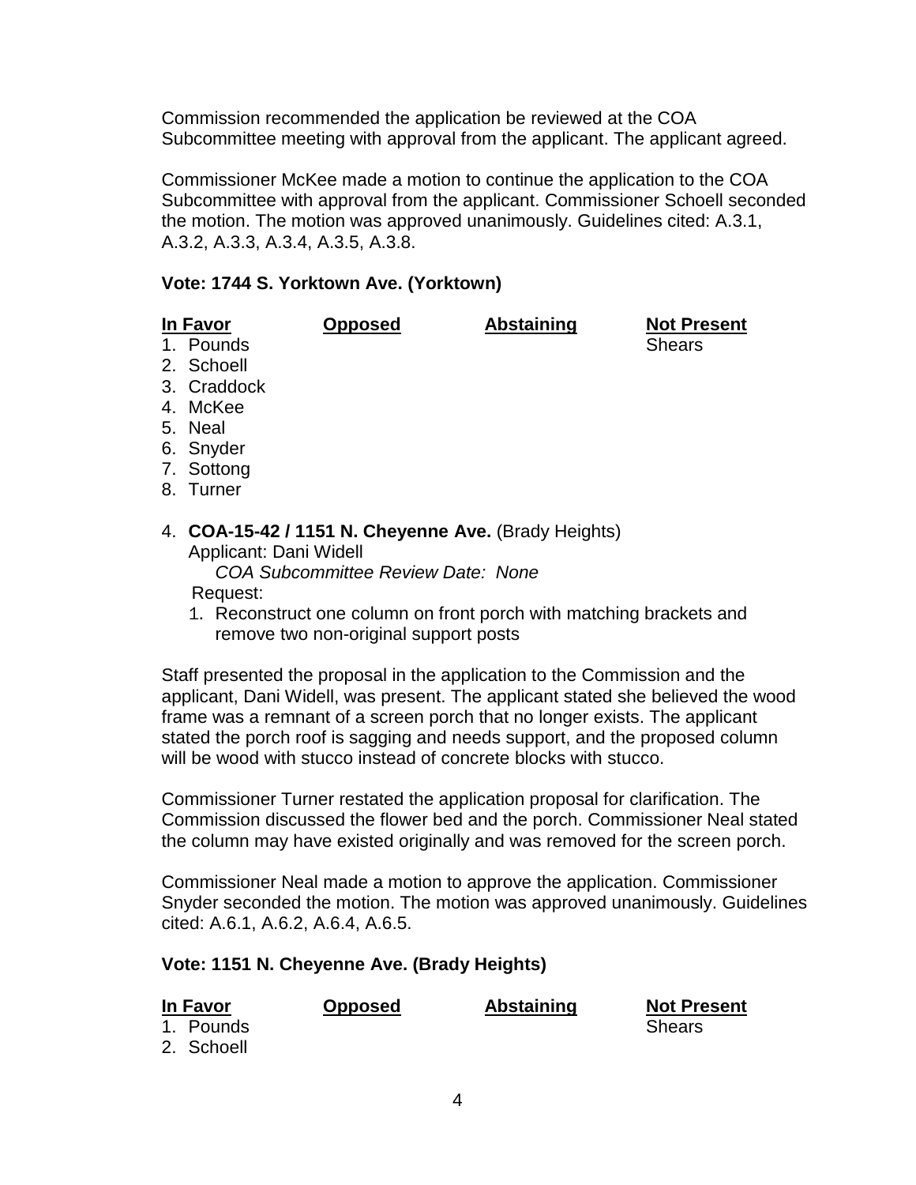Commission recommended the application be reviewed at the COA Subcommittee meeting with approval from the applicant. The applicant agreed.

Commissioner McKee made a motion to continue the application to the COA Subcommittee with approval from the applicant. Commissioner Schoell seconded the motion. The motion was approved unanimously. Guidelines cited: A.3.1, A.3.2, A.3.3, A.3.4, A.3.5, A.3.8.

**Vote: 1744 S. Yorktown Ave. (Yorktown)**

| In Favor | Opposed | Abstaining | Not Present |
|---|---|---|---|
| 1. Pounds | | | Shears |
| 2. Schoell | | | |
| 3. Craddock | | | |
| 4. McKee | | | |
| 5. Neal | | | |
| 6. Snyder | | | |
| 7. Sottong | | | |
| 8. Turner | | | |

4. **COA-15-42 / 1151 N. Cheyenne Ave.** (Brady Heights)
   Applicant: Dani Widell
   *COA Subcommittee Review Date: None*
   Request:
   1. Reconstruct one column on front porch with matching brackets and remove two non-original support posts

Staff presented the proposal in the application to the Commission and the applicant, Dani Widell, was present. The applicant stated she believed the wood frame was a remnant of a screen porch that no longer exists. The applicant stated the porch roof is sagging and needs support, and the proposed column will be wood with stucco instead of concrete blocks with stucco.

Commissioner Turner restated the application proposal for clarification. The Commission discussed the flower bed and the porch. Commissioner Neal stated the column may have existed originally and was removed for the screen porch.

Commissioner Neal made a motion to approve the application. Commissioner Snyder seconded the motion. The motion was approved unanimously. Guidelines cited: A.6.1, A.6.2, A.6.4, A.6.5.

**Vote: 1151 N. Cheyenne Ave. (Brady Heights)**

| In Favor | Opposed | Abstaining | Not Present |
|---|---|---|---|
| 1. Pounds | | | Shears |
| 2. Schoell | | | |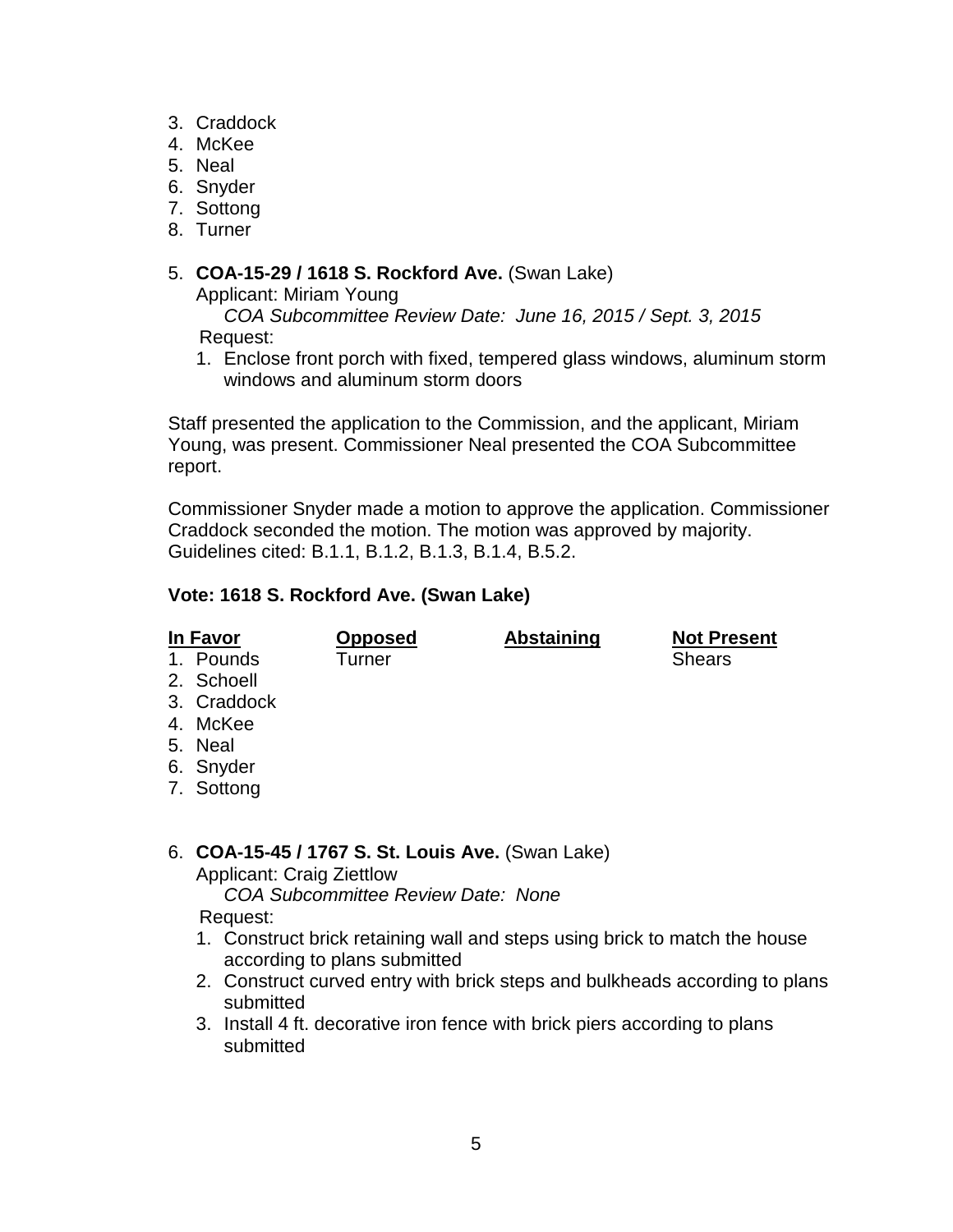3. Craddock
4. McKee
5. Neal
6. Snyder
7. Sottong
8. Turner

5. **COA-15-29 / 1618 S. Rockford Ave.** (Swan Lake)
   Applicant: Miriam Young
   *COA Subcommittee Review Date: June 16, 2015 / Sept. 3, 2015*
   Request:
   1. Enclose front porch with fixed, tempered glass windows, aluminum storm windows and aluminum storm doors

Staff presented the application to the Commission, and the applicant, Miriam Young, was present. Commissioner Neal presented the COA Subcommittee report.

Commissioner Snyder made a motion to approve the application. Commissioner Craddock seconded the motion. The motion was approved by majority. Guidelines cited: B.1.1, B.1.2, B.1.3, B.1.4, B.5.2.

**Vote: 1618 S. Rockford Ave. (Swan Lake)**

| In Favor | Opposed | Abstaining | Not Present |
|---|---|---|---|
| 1. Pounds | Turner | | Shears |
| 2. Schoell | | | |
| 3. Craddock | | | |
| 4. McKee | | | |
| 5. Neal | | | |
| 6. Snyder | | | |
| 7. Sottong | | | |

6. **COA-15-45 / 1767 S. St. Louis Ave.** (Swan Lake)
   Applicant: Craig Ziettlow
   *COA Subcommittee Review Date: None*
   Request:
   1. Construct brick retaining wall and steps using brick to match the house according to plans submitted
   2. Construct curved entry with brick steps and bulkheads according to plans submitted
   3. Install 4 ft. decorative iron fence with brick piers according to plans submitted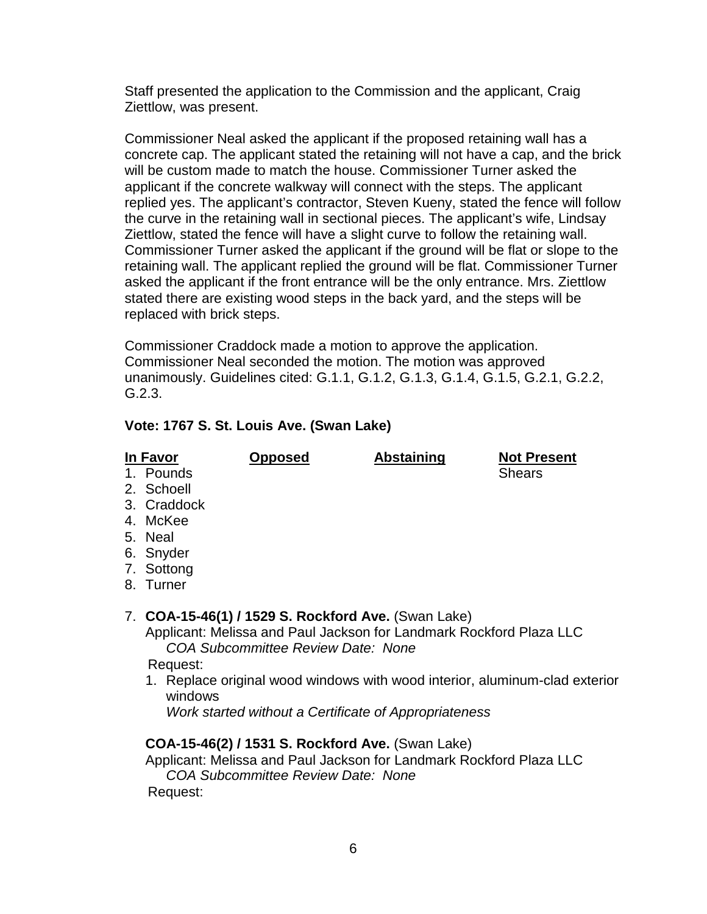Staff presented the application to the Commission and the applicant, Craig Ziettlow, was present.

Commissioner Neal asked the applicant if the proposed retaining wall has a concrete cap. The applicant stated the retaining will not have a cap, and the brick will be custom made to match the house. Commissioner Turner asked the applicant if the concrete walkway will connect with the steps. The applicant replied yes. The applicant's contractor, Steven Kueny, stated the fence will follow the curve in the retaining wall in sectional pieces. The applicant's wife, Lindsay Ziettlow, stated the fence will have a slight curve to follow the retaining wall. Commissioner Turner asked the applicant if the ground will be flat or slope to the retaining wall. The applicant replied the ground will be flat. Commissioner Turner asked the applicant if the front entrance will be the only entrance. Mrs. Ziettlow stated there are existing wood steps in the back yard, and the steps will be replaced with brick steps.

Commissioner Craddock made a motion to approve the application. Commissioner Neal seconded the motion. The motion was approved unanimously. Guidelines cited: G.1.1, G.1.2, G.1.3, G.1.4, G.1.5, G.2.1, G.2.2, G.2.3.

**Vote: 1767 S. St. Louis Ave. (Swan Lake)**

| In Favor | Opposed | Abstaining | Not Present |
|---|---|---|---|
| 1. Pounds | | | Shears |
| 2. Schoell | | | |
| 3. Craddock | | | |
| 4. McKee | | | |
| 5. Neal | | | |
| 6. Snyder | | | |
| 7. Sottong | | | |
| 8. Turner | | | |

7. **COA-15-46(1) / 1529 S. Rockford Ave.** (Swan Lake)
   Applicant: Melissa and Paul Jackson for Landmark Rockford Plaza LLC
   *COA Subcommittee Review Date: None*
   Request:
   1. Replace original wood windows with wood interior, aluminum-clad exterior windows
      *Work started without a Certificate of Appropriateness*

   **COA-15-46(2) / 1531 S. Rockford Ave.** (Swan Lake)
   Applicant: Melissa and Paul Jackson for Landmark Rockford Plaza LLC
   *COA Subcommittee Review Date: None*
   Request: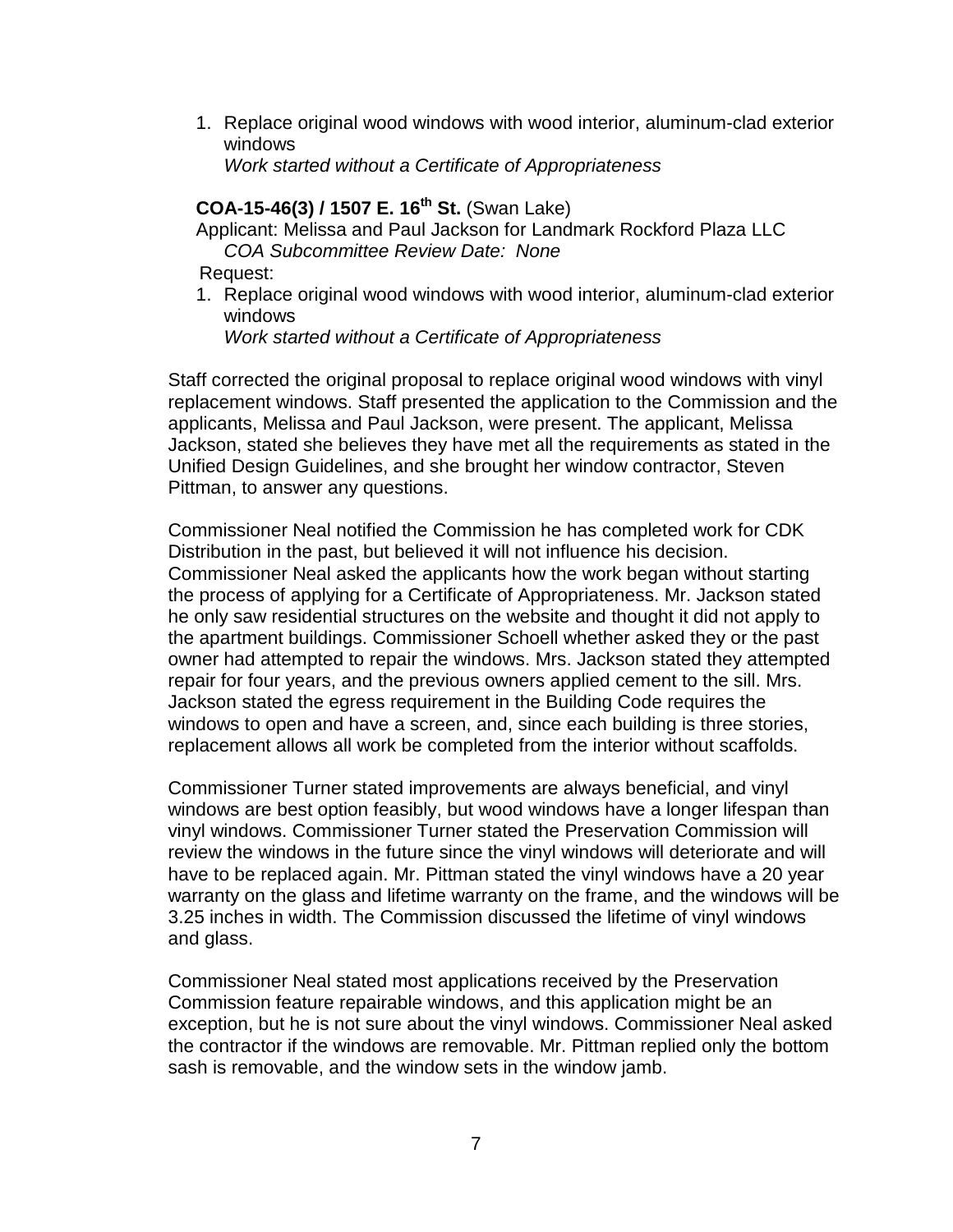1. Replace original wood windows with wood interior, aluminum-clad exterior windows
   *Work started without a Certificate of Appropriateness*

**COA-15-46(3) / 1507 E. 16th St.** (Swan Lake)
Applicant: Melissa and Paul Jackson for Landmark Rockford Plaza LLC
*COA Subcommittee Review Date: None*
Request:

1. Replace original wood windows with wood interior, aluminum-clad exterior windows
   *Work started without a Certificate of Appropriateness*

Staff corrected the original proposal to replace original wood windows with vinyl replacement windows. Staff presented the application to the Commission and the applicants, Melissa and Paul Jackson, were present. The applicant, Melissa Jackson, stated she believes they have met all the requirements as stated in the Unified Design Guidelines, and she brought her window contractor, Steven Pittman, to answer any questions.

Commissioner Neal notified the Commission he has completed work for CDK Distribution in the past, but believed it will not influence his decision. Commissioner Neal asked the applicants how the work began without starting the process of applying for a Certificate of Appropriateness. Mr. Jackson stated he only saw residential structures on the website and thought it did not apply to the apartment buildings. Commissioner Schoell whether asked they or the past owner had attempted to repair the windows. Mrs. Jackson stated they attempted repair for four years, and the previous owners applied cement to the sill. Mrs. Jackson stated the egress requirement in the Building Code requires the windows to open and have a screen, and, since each building is three stories, replacement allows all work be completed from the interior without scaffolds.

Commissioner Turner stated improvements are always beneficial, and vinyl windows are best option feasibly, but wood windows have a longer lifespan than vinyl windows. Commissioner Turner stated the Preservation Commission will review the windows in the future since the vinyl windows will deteriorate and will have to be replaced again. Mr. Pittman stated the vinyl windows have a 20 year warranty on the glass and lifetime warranty on the frame, and the windows will be 3.25 inches in width. The Commission discussed the lifetime of vinyl windows and glass.

Commissioner Neal stated most applications received by the Preservation Commission feature repairable windows, and this application might be an exception, but he is not sure about the vinyl windows. Commissioner Neal asked the contractor if the windows are removable. Mr. Pittman replied only the bottom sash is removable, and the window sets in the window jamb.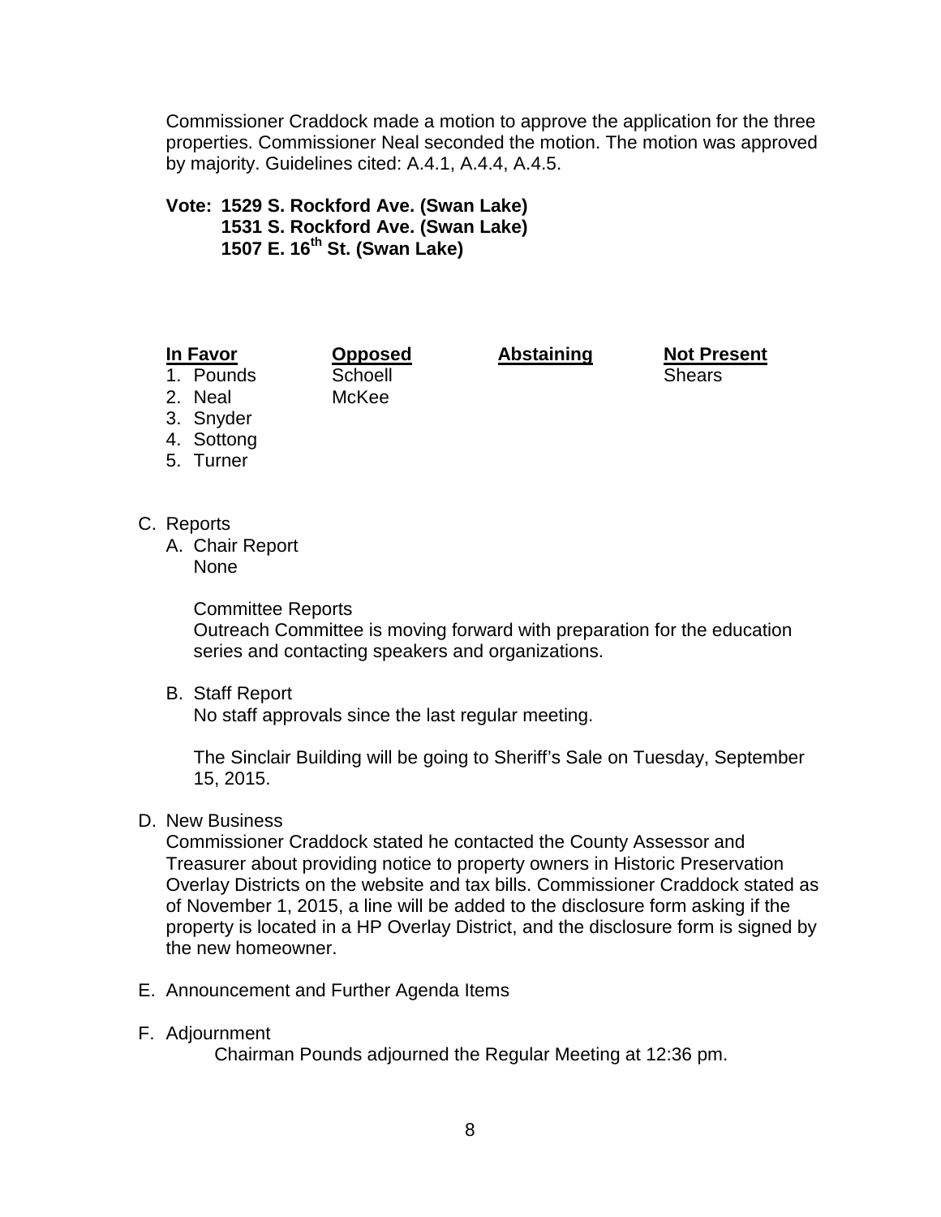Commissioner Craddock made a motion to approve the application for the three properties. Commissioner Neal seconded the motion. The motion was approved by majority. Guidelines cited: A.4.1, A.4.4, A.4.5.

**Vote: 1529 S. Rockford Ave. (Swan Lake)**
**1531 S. Rockford Ave. (Swan Lake)**
**1507 E. 16th St. (Swan Lake)**

| In Favor | Opposed | Abstaining | Not Present |
|---|---|---|---|
| 1. Pounds | Schoell | | Shears |
| 2. Neal | McKee | | |
| 3. Snyder | | | |
| 4. Sottong | | | |
| 5. Turner | | | |

C. Reports

A. Chair Report
None

Committee Reports
Outreach Committee is moving forward with preparation for the education series and contacting speakers and organizations.

B. Staff Report
No staff approvals since the last regular meeting.

The Sinclair Building will be going to Sheriff's Sale on Tuesday, September 15, 2015.

D. New Business
Commissioner Craddock stated he contacted the County Assessor and Treasurer about providing notice to property owners in Historic Preservation Overlay Districts on the website and tax bills. Commissioner Craddock stated as of November 1, 2015, a line will be added to the disclosure form asking if the property is located in a HP Overlay District, and the disclosure form is signed by the new homeowner.

E. Announcement and Further Agenda Items

F. Adjournment
Chairman Pounds adjourned the Regular Meeting at 12:36 pm.